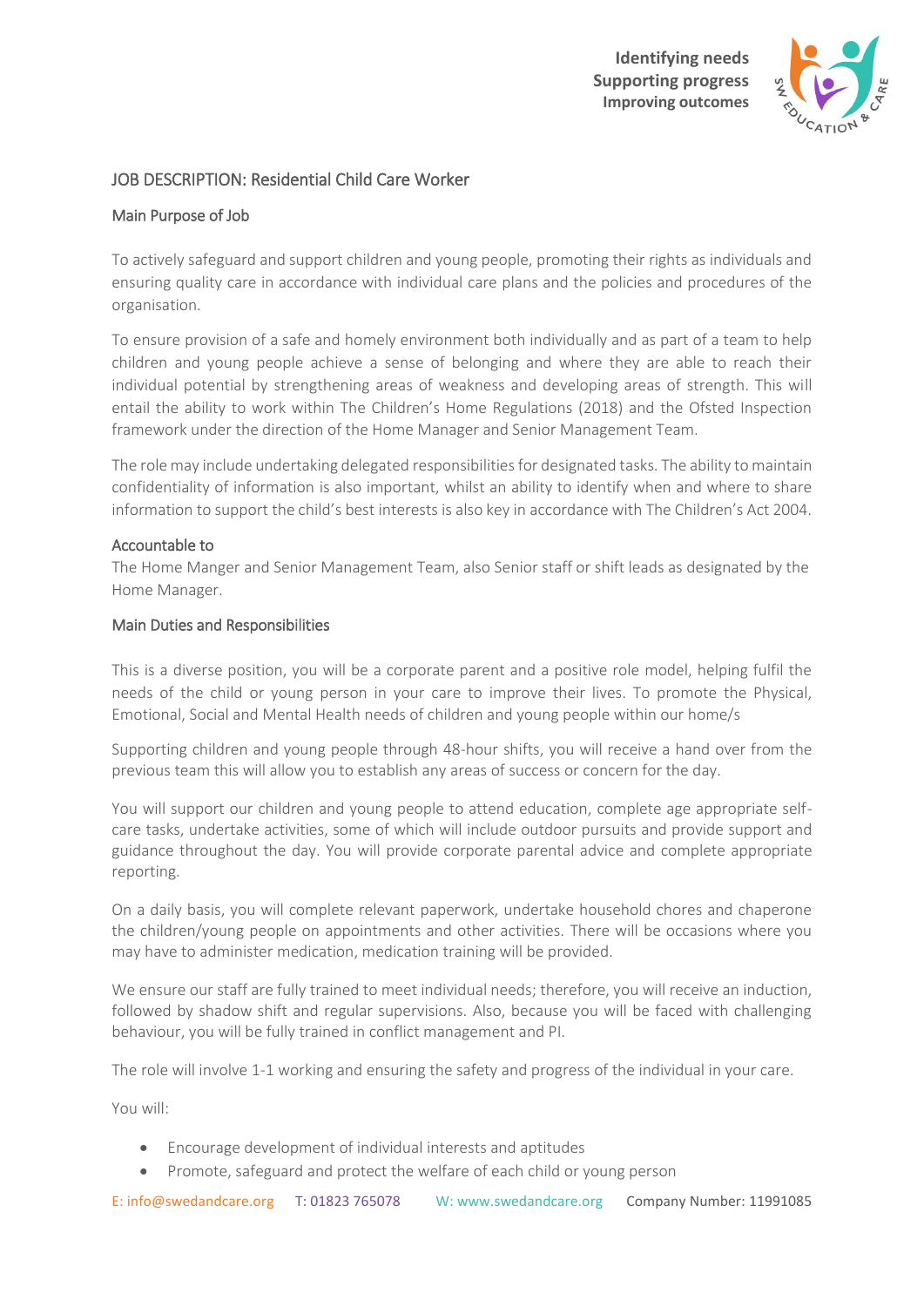Identifying needs
Supporting progress
Improving outcomes

## JOB DESCRIPTION: Residential Child Care Worker

### Main Purpose of Job

To actively safeguard and support children and young people, promoting their rights as individuals and ensuring quality care in accordance with individual care plans and the policies and procedures of the organisation.

To ensure provision of a safe and homely environment both individually and as part of a team to help children and young people achieve a sense of belonging and where they are able to reach their individual potential by strengthening areas of weakness and developing areas of strength. This will entail the ability to work within The Children's Home Regulations (2018) and the Ofsted Inspection framework under the direction of the Home Manager and Senior Management Team.

The role may include undertaking delegated responsibilities for designated tasks. The ability to maintain confidentiality of information is also important, whilst an ability to identify when and where to share information to support the child's best interests is also key in accordance with The Children's Act 2004.

### Accountable to

The Home Manger and Senior Management Team, also Senior staff or shift leads as designated by the Home Manager.

### Main Duties and Responsibilities

This is a diverse position, you will be a corporate parent and a positive role model, helping fulfil the needs of the child or young person in your care to improve their lives. To promote the Physical, Emotional, Social and Mental Health needs of children and young people within our home/s

Supporting children and young people through 48-hour shifts, you will receive a hand over from the previous team this will allow you to establish any areas of success or concern for the day.

You will support our children and young people to attend education, complete age appropriate self-care tasks, undertake activities, some of which will include outdoor pursuits and provide support and guidance throughout the day. You will provide corporate parental advice and complete appropriate reporting.

On a daily basis, you will complete relevant paperwork, undertake household chores and chaperone the children/young people on appointments and other activities. There will be occasions where you may have to administer medication, medication training will be provided.

We ensure our staff are fully trained to meet individual needs; therefore, you will receive an induction, followed by shadow shift and regular supervisions. Also, because you will be faced with challenging behaviour, you will be fully trained in conflict management and PI.

The role will involve 1-1 working and ensuring the safety and progress of the individual in your care.

You will:

- Encourage development of individual interests and aptitudes
- Promote, safeguard and protect the welfare of each child or young person

E: info@swedandcare.org T: 01823 765078 W: www.swedandcare.org Company Number: 11991085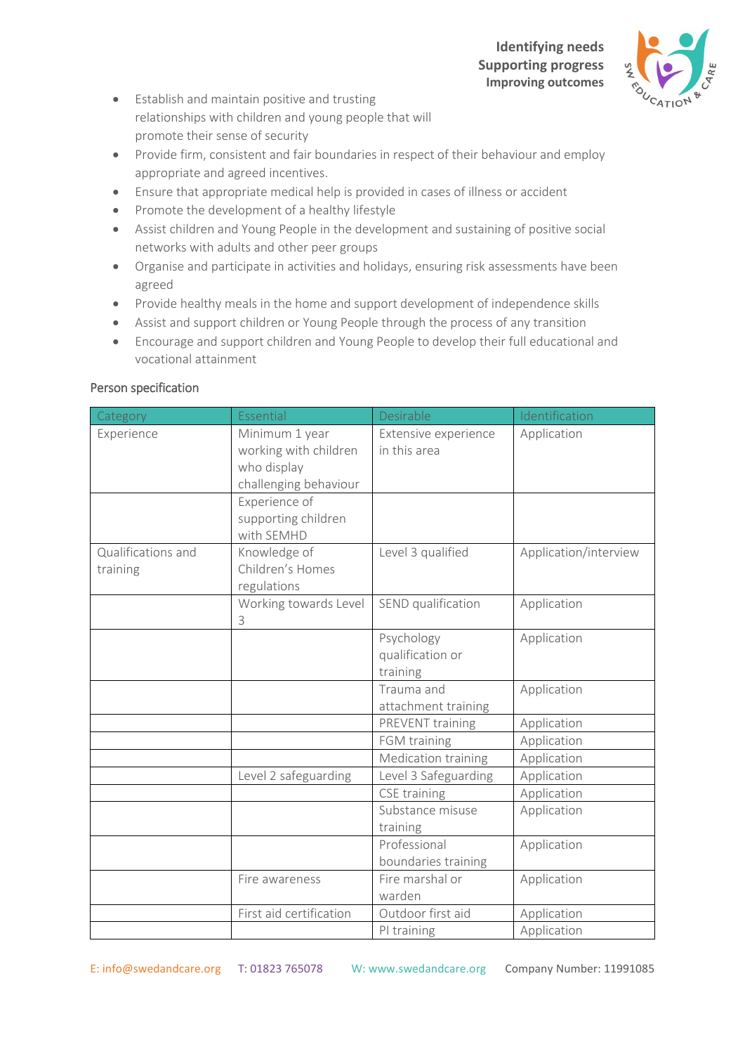- Establish and maintain positive and trusting relationships with children and young people that will promote their sense of security
- Provide firm, consistent and fair boundaries in respect of their behaviour and employ appropriate and agreed incentives.
- Ensure that appropriate medical help is provided in cases of illness or accident
- Promote the development of a healthy lifestyle
- Assist children and Young People in the development and sustaining of positive social networks with adults and other peer groups
- Organise and participate in activities and holidays, ensuring risk assessments have been agreed
- Provide healthy meals in the home and support development of independence skills
- Assist and support children or Young People through the process of any transition
- Encourage and support children and Young People to develop their full educational and vocational attainment

Person specification

| Category | Essential | Desirable | Identification |
|---|---|---|---|
| Experience | Minimum 1 year working with children who display challenging behaviour | Extensive experience in this area | Application |
| | Experience of supporting children with SEMHD | | |
| Qualifications and training | Knowledge of Children's Homes regulations | Level 3 qualified | Application/interview |
| | Working towards Level 3 | SEND qualification | Application |
| | | Psychology qualification or training | Application |
| | | Trauma and attachment training | Application |
| | | PREVENT training | Application |
| | | FGM training | Application |
| | | Medication training | Application |
| | Level 2 safeguarding | Level 3 Safeguarding | Application |
| | | CSE training | Application |
| | | Substance misuse training | Application |
| | | Professional boundaries training | Application |
| | Fire awareness | Fire marshal or warden | Application |
| | First aid certification | Outdoor first aid | Application |
| | | PI training | Application |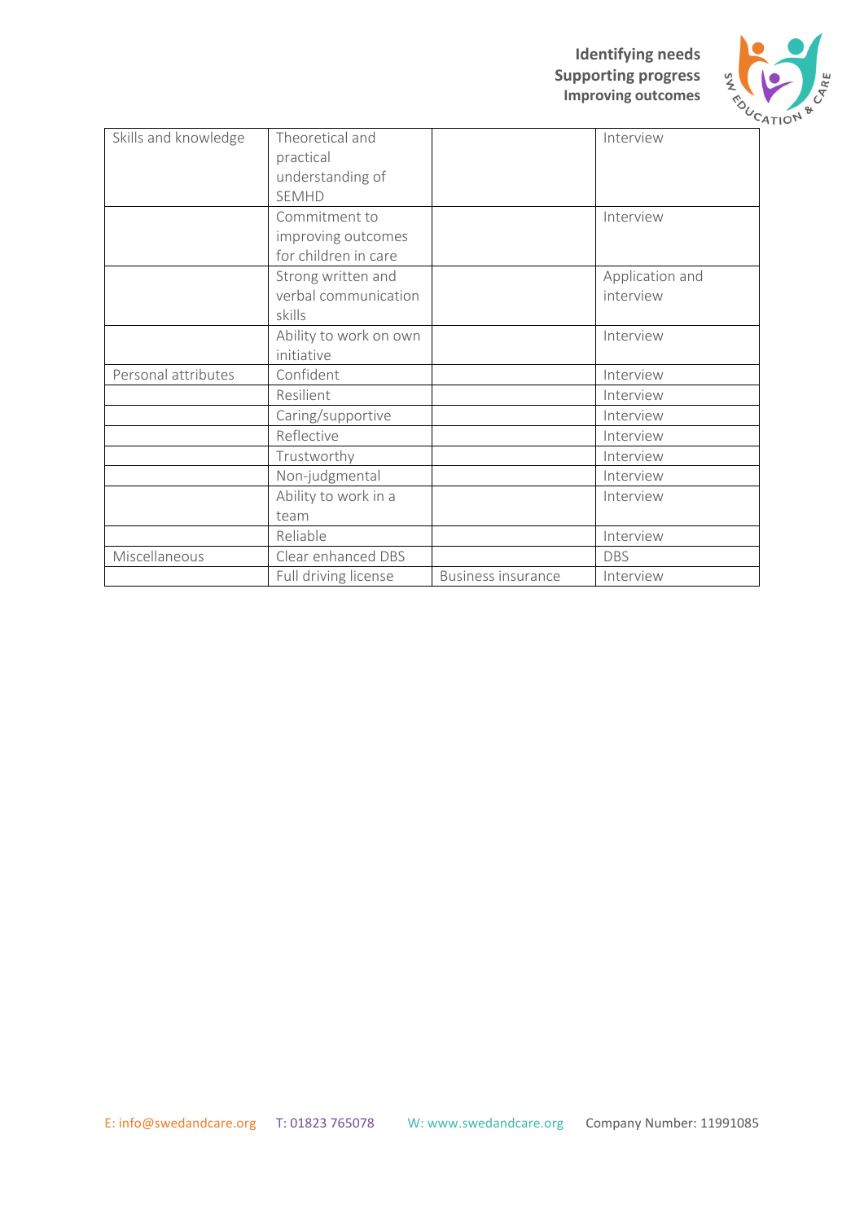| | | | |
|---|---|---|---|
| Skills and knowledge | Theoretical and practical understanding of SEMHD | | Interview |
| | Commitment to improving outcomes for children in care | | Interview |
| | Strong written and verbal communication skills | | Application and interview |
| | Ability to work on own initiative | | Interview |
| Personal attributes | Confident | | Interview |
| | Resilient | | Interview |
| | Caring/supportive | | Interview |
| | Reflective | | Interview |
| | Trustworthy | | Interview |
| | Non-judgmental | | Interview |
| | Ability to work in a team | | Interview |
| | Reliable | | Interview |
| Miscellaneous | Clear enhanced DBS | | DBS |
| | Full driving license | Business insurance | Interview |